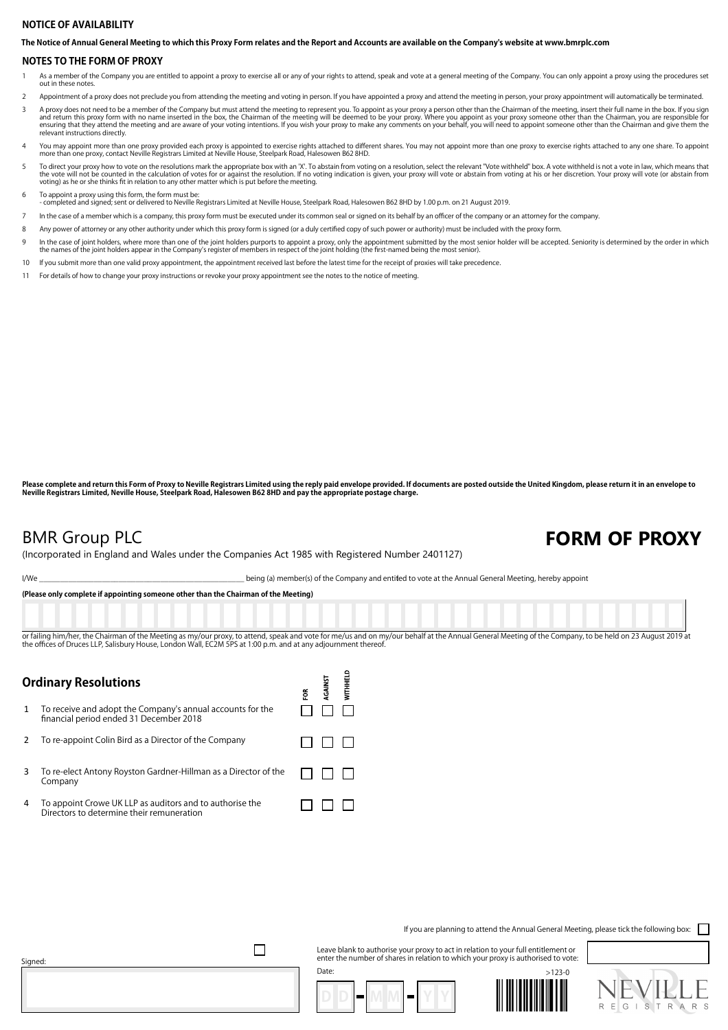## NOTICE OF AVAILABILITY

**The Notice of Annual General Meeting to which this Proxy Form relates and the Report and Accounts are available on the Company's website at www.bmrplc.com**

## NOTES TO THE FORM OF PROXY

1. As a member of the Company you are entitled to appoint a proxy to exercise all or any of your rights to attend, speak and vote at a general meeting of the Company. You can only appoint a proxy using the procedures set out in these notes.
2. Appointment of a proxy does not preclude you from attending the meeting and voting in person. If you have appointed a proxy and attend the meeting in person, your proxy appointment will automatically be terminated.
3. A proxy does not need to be a member of the Company but must attend the meeting to represent you. To appoint as your proxy a person other than the Chairman of the meeting, insert their full name in the box. If you sign and return this proxy form with no name inserted in the box, the Chairman of the meeting will be deemed to be your proxy. Where you appoint as your proxy someone other than the Chairman, you are responsible for ensuring that they attend the meeting and are aware of your voting intentions. If you wish your proxy to make any comments on your behalf, you will need to appoint someone other than the Chairman and give them the relevant instructions directly.
4. You may appoint more than one proxy provided each proxy is appointed to exercise rights attached to different shares. You may not appoint more than one proxy to exercise rights attached to any one share. To appoint more than one proxy, contact Neville Registrars Limited at Neville House, Steelpark Road, Halesowen B62 8HD.
5. To direct your proxy how to vote on the resolutions mark the appropriate box with an 'X'. To abstain from voting on a resolution, select the relevant "Vote withheld" box. A vote withheld is not a vote in law, which means that the vote will not be counted in the calculation of votes for or against the resolution. If no voting indication is given, your proxy will vote or abstain from voting at his or her discretion. Your proxy will vote (or abstain from voting) as he or she thinks fit in relation to any other matter which is put before the meeting.
6. To appoint a proxy using this form, the form must be:
   - completed and signed; sent or delivered to Neville Registrars Limited at Neville House, Steelpark Road, Halesowen B62 8HD by 1.00 p.m. on 21 August 2019.
7. In the case of a member which is a company, this proxy form must be executed under its common seal or signed on its behalf by an officer of the company or an attorney for the company.
8. Any power of attorney or any other authority under which this proxy form is signed (or a duly certified copy of such power or authority) must be included with the proxy form.
9. In the case of joint holders, where more than one of the joint holders purports to appoint a proxy, only the appointment submitted by the most senior holder will be accepted. Seniority is determined by the order in which the names of the joint holders appear in the Company's register of members in respect of the joint holding (the first-named being the most senior).
10. If you submit more than one valid proxy appointment, the appointment received last before the latest time for the receipt of proxies will take precedence.
11. For details of how to change your proxy instructions or revoke your proxy appointment see the notes to the notice of meeting.

**Please complete and return this Form of Proxy to Neville Registrars Limited using the reply paid envelope provided. If documents are posted outside the United Kingdom, please return it in an envelope to Neville Registrars Limited, Neville House, Steelpark Road, Halesowen B62 8HD and pay the appropriate postage charge.**

# BMR Group PLC

# FORM OF PROXY

(Incorporated in England and Wales under the Companies Act 1985 with Registered Number 2401127)

I/We ____________________________________________ being (a) member(s) of the Company and entitled to vote at the Annual General Meeting, hereby appoint

**(Please only complete if appointing someone other than the Chairman of the Meeting)**

or failing him/her, the Chairman of the Meeting as my/our proxy, to attend, speak and vote for me/us and on my/our behalf at the Annual General Meeting of the Company, to be held on 23 August 2019 at the offices of Druces LLP, Salisbury House, London Wall, EC2M 5PS at 1:00 p.m. and at any adjournment thereof.

## Ordinary Resolutions

| | | FOR | AGAINST | WITHHELD |
|---|---|---|---|---|
| 1 | To receive and adopt the Company's annual accounts for the financial period ended 31 December 2018 | ☐ | ☐ | ☐ |
| 2 | To re-appoint Colin Bird as a Director of the Company | ☐ | ☐ | ☐ |
| 3 | To re-elect Antony Royston Gardner-Hillman as a Director of the Company | ☐ | ☐ | ☐ |
| 4 | To appoint Crowe UK LLP as auditors and to authorise the Directors to determine their remuneration | ☐ | ☐ | ☐ |

If you are planning to attend the Annual General Meeting, please tick the following box: ☐

Signed: ☐

Leave blank to authorise your proxy to act in relation to your full entitlement or enter the number of shares in relation to which your proxy is authorised to vote:

Date: DD - MM - YY

>123-0

NEVILLE REGISTRARS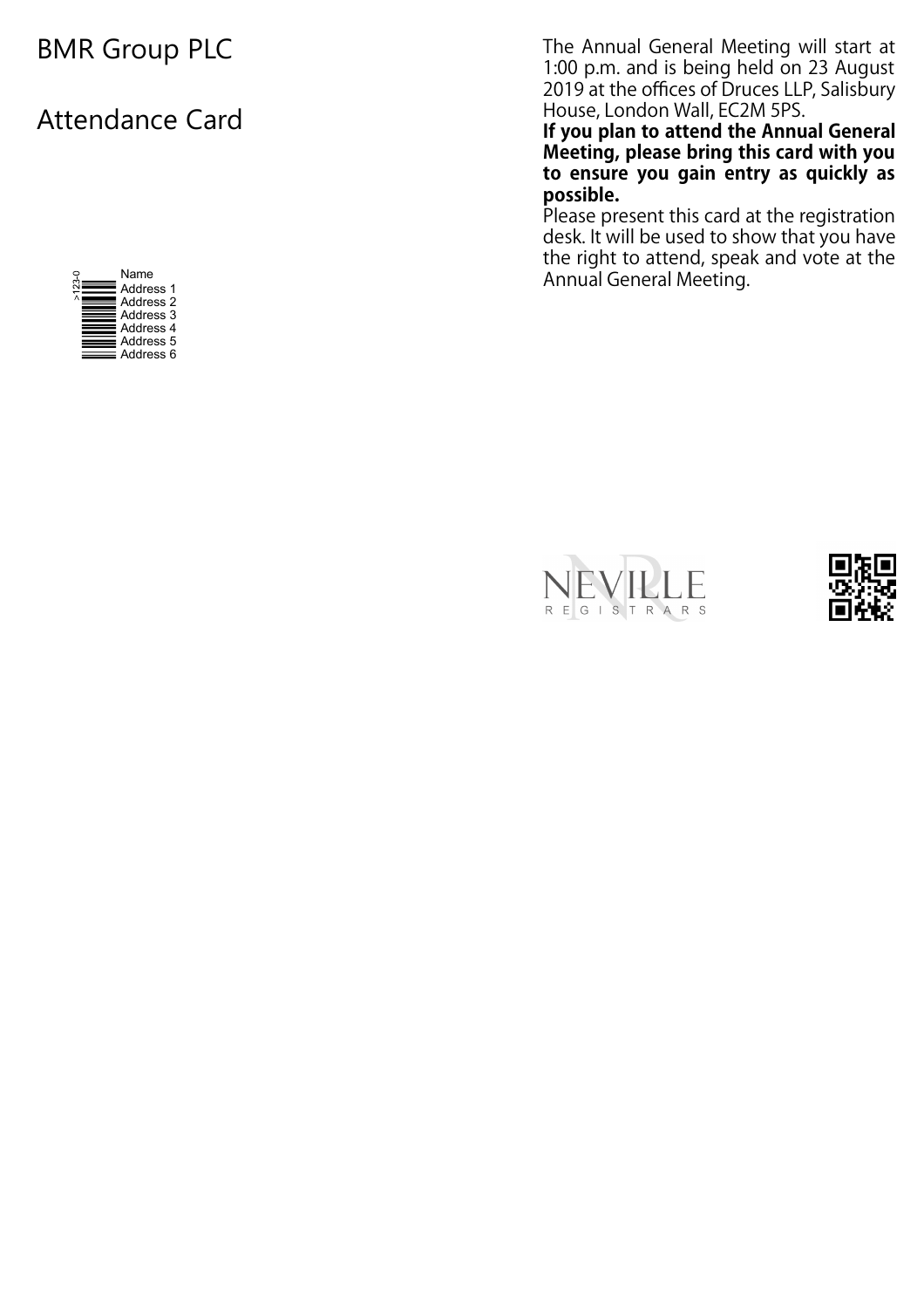# BMR Group PLC

## Attendance Card

>123-0

Name
Address 1
Address 2
Address 3
Address 4
Address 5
Address 6

The Annual General Meeting will start at 1:00 p.m. and is being held on 23 August 2019 at the offices of Druces LLP, Salisbury House, London Wall, EC2M 5PS.

**If you plan to attend the Annual General Meeting, please bring this card with you to ensure you gain entry as quickly as possible.**

Please present this card at the registration desk. It will be used to show that you have the right to attend, speak and vote at the Annual General Meeting.

NEVILLE REGISTRARS